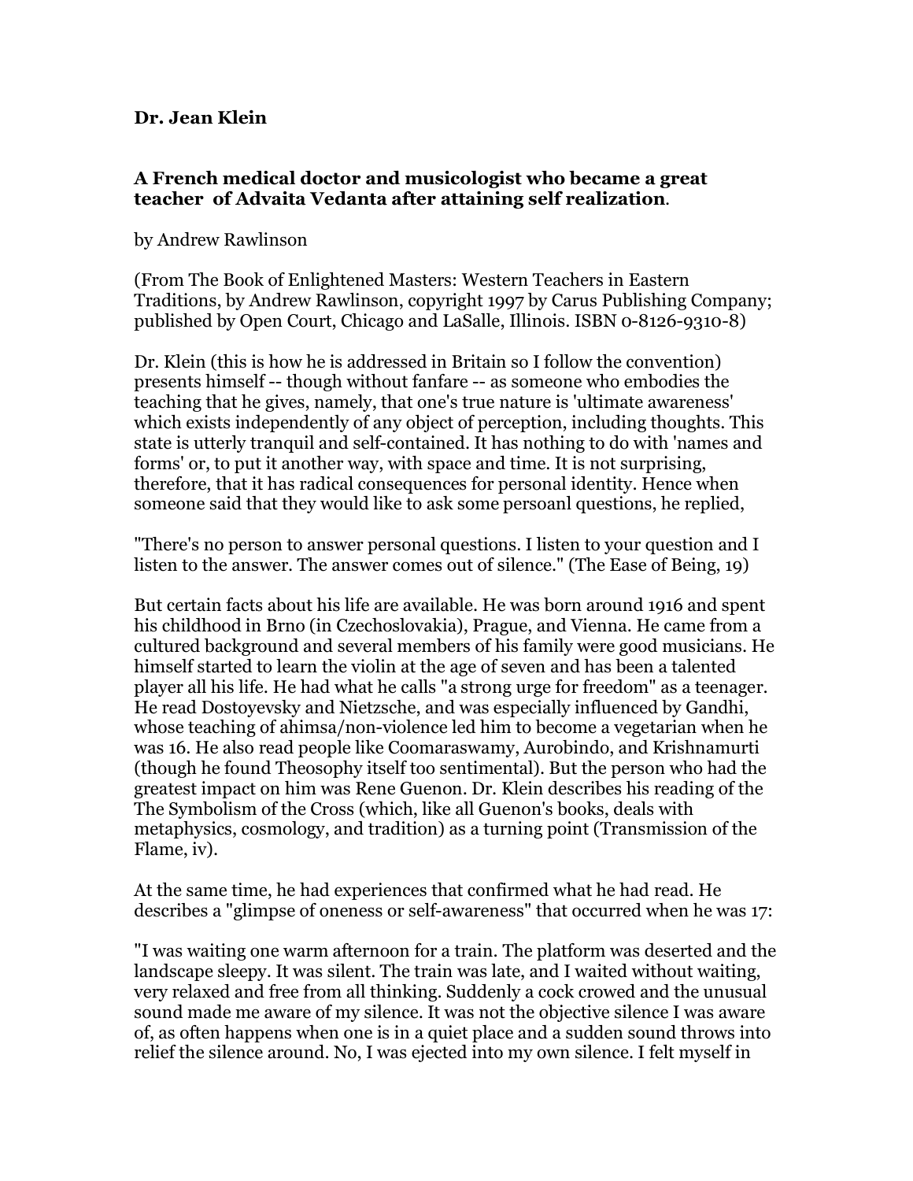**Dr. Jean Klein**

### A French medical doctor and musicologist who became a great teacher of Advaita Vedanta after attaining self realization.

by Andrew Rawlinson

(From The Book of Enlightened Masters: Western Teachers in Eastern Traditions, by Andrew Rawlinson, copyright 1997 by Carus Publishing Company; published by Open Court, Chicago and LaSalle, Illinois. ISBN 0-8126-9310-8)

Dr. Klein (this is how he is addressed in Britain so I follow the convention) presents himself -- though without fanfare -- as someone who embodies the teaching that he gives, namely, that one's true nature is 'ultimate awareness' which exists independently of any object of perception, including thoughts. This state is utterly tranquil and self-contained. It has nothing to do with 'names and forms' or, to put it another way, with space and time. It is not surprising, therefore, that it has radical consequences for personal identity. Hence when someone said that they would like to ask some persoanl questions, he replied,

"There's no person to answer personal questions. I listen to your question and I listen to the answer. The answer comes out of silence." (The Ease of Being, 19)

But certain facts about his life are available. He was born around 1916 and spent his childhood in Brno (in Czechoslovakia), Prague, and Vienna. He came from a cultured background and several members of his family were good musicians. He himself started to learn the violin at the age of seven and has been a talented player all his life. He had what he calls "a strong urge for freedom" as a teenager. He read Dostoyevsky and Nietzsche, and was especially influenced by Gandhi, whose teaching of ahimsa/non-violence led him to become a vegetarian when he was 16. He also read people like Coomaraswamy, Aurobindo, and Krishnamurti (though he found Theosophy itself too sentimental). But the person who had the greatest impact on him was Rene Guenon. Dr. Klein describes his reading of the The Symbolism of the Cross (which, like all Guenon's books, deals with metaphysics, cosmology, and tradition) as a turning point (Transmission of the Flame, iv).

At the same time, he had experiences that confirmed what he had read. He describes a "glimpse of oneness or self-awareness" that occurred when he was 17:

"I was waiting one warm afternoon for a train. The platform was deserted and the landscape sleepy. It was silent. The train was late, and I waited without waiting, very relaxed and free from all thinking. Suddenly a cock crowed and the unusual sound made me aware of my silence. It was not the objective silence I was aware of, as often happens when one is in a quiet place and a sudden sound throws into relief the silence around. No, I was ejected into my own silence. I felt myself in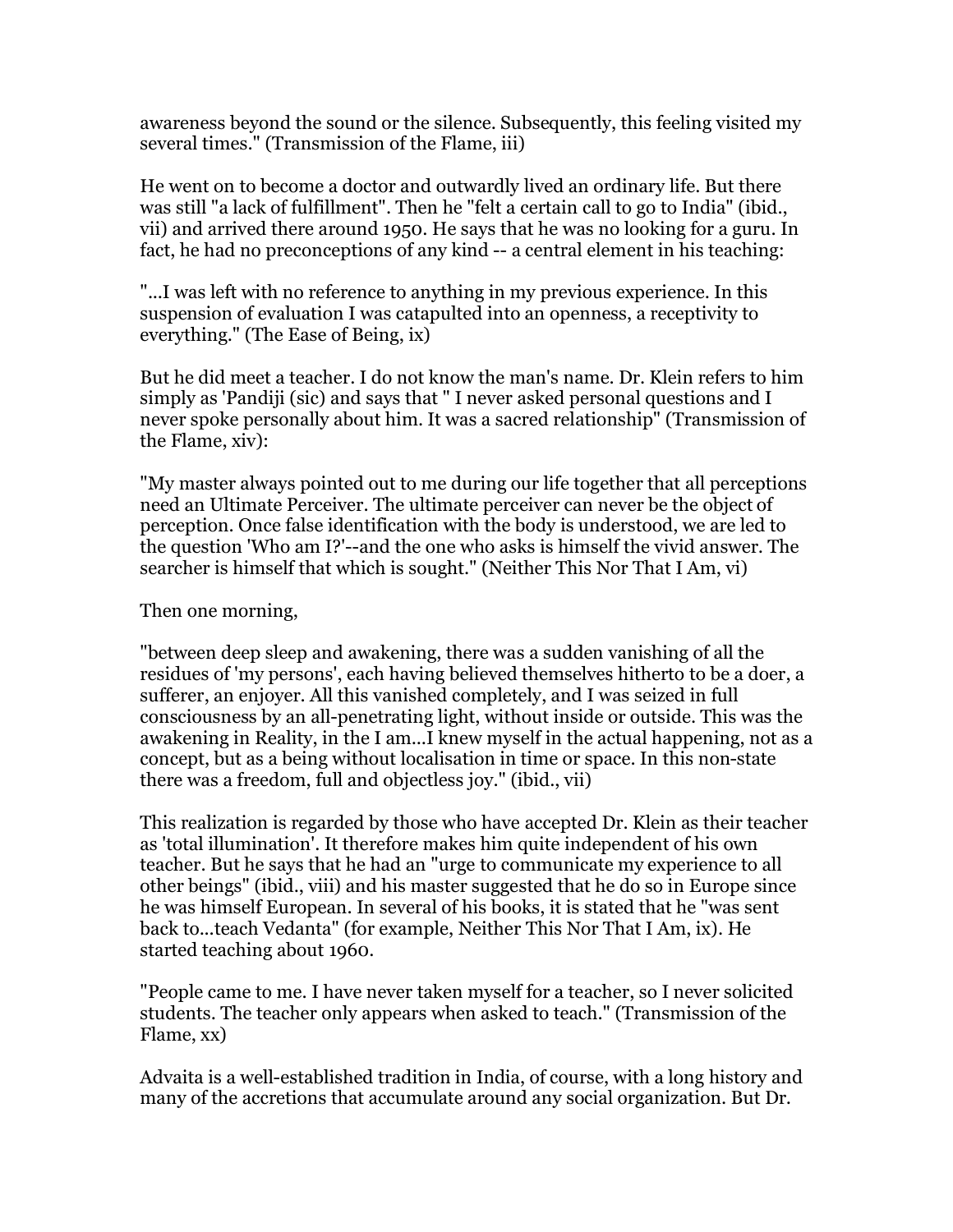awareness beyond the sound or the silence. Subsequently, this feeling visited my several times." (Transmission of the Flame, iii)

He went on to become a doctor and outwardly lived an ordinary life. But there was still "a lack of fulfillment". Then he "felt a certain call to go to India" (ibid., vii) and arrived there around 1950. He says that he was no looking for a guru. In fact, he had no preconceptions of any kind -- a central element in his teaching:

"...I was left with no reference to anything in my previous experience. In this suspension of evaluation I was catapulted into an openness, a receptivity to everything." (The Ease of Being, ix)

But he did meet a teacher. I do not know the man's name. Dr. Klein refers to him simply as 'Pandiji (sic) and says that " I never asked personal questions and I never spoke personally about him. It was a sacred relationship" (Transmission of the Flame, xiv):

"My master always pointed out to me during our life together that all perceptions need an Ultimate Perceiver. The ultimate perceiver can never be the object of perception. Once false identification with the body is understood, we are led to the question 'Who am I?'--and the one who asks is himself the vivid answer. The searcher is himself that which is sought." (Neither This Nor That I Am, vi)

Then one morning,

"between deep sleep and awakening, there was a sudden vanishing of all the residues of 'my persons', each having believed themselves hitherto to be a doer, a sufferer, an enjoyer. All this vanished completely, and I was seized in full consciousness by an all-penetrating light, without inside or outside. This was the awakening in Reality, in the I am...I knew myself in the actual happening, not as a concept, but as a being without localisation in time or space. In this non-state there was a freedom, full and objectless joy." (ibid., vii)

This realization is regarded by those who have accepted Dr. Klein as their teacher as 'total illumination'. It therefore makes him quite independent of his own teacher. But he says that he had an "urge to communicate my experience to all other beings" (ibid., viii) and his master suggested that he do so in Europe since he was himself European. In several of his books, it is stated that he "was sent back to...teach Vedanta" (for example, Neither This Nor That I Am, ix). He started teaching about 1960.

"People came to me. I have never taken myself for a teacher, so I never solicited students. The teacher only appears when asked to teach." (Transmission of the Flame, xx)

Advaita is a well-established tradition in India, of course, with a long history and many of the accretions that accumulate around any social organization. But Dr.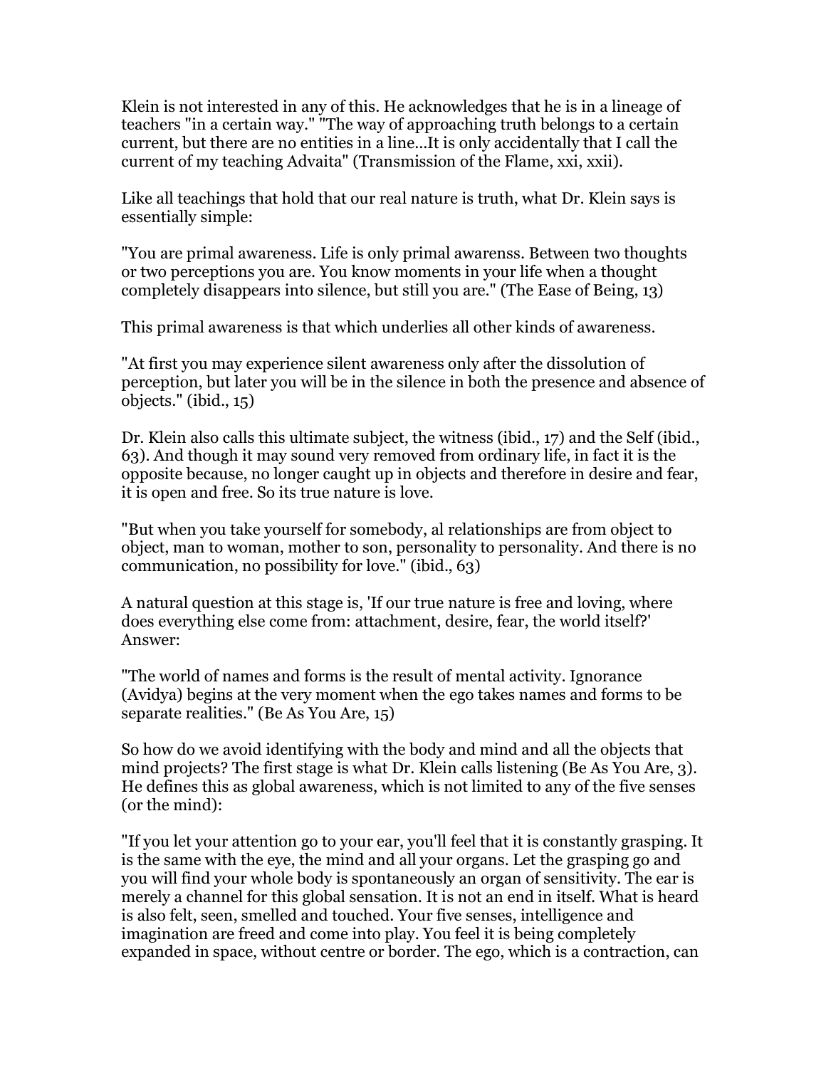Klein is not interested in any of this. He acknowledges that he is in a lineage of teachers "in a certain way." "The way of approaching truth belongs to a certain current, but there are no entities in a line...It is only accidentally that I call the current of my teaching Advaita" (Transmission of the Flame, xxi, xxii).

Like all teachings that hold that our real nature is truth, what Dr. Klein says is essentially simple:

"You are primal awareness. Life is only primal awarenss. Between two thoughts or two perceptions you are. You know moments in your life when a thought completely disappears into silence, but still you are." (The Ease of Being, 13)

This primal awareness is that which underlies all other kinds of awareness.

"At first you may experience silent awareness only after the dissolution of perception, but later you will be in the silence in both the presence and absence of objects." (ibid., 15)

Dr. Klein also calls this ultimate subject, the witness (ibid., 17) and the Self (ibid., 63). And though it may sound very removed from ordinary life, in fact it is the opposite because, no longer caught up in objects and therefore in desire and fear, it is open and free. So its true nature is love.

"But when you take yourself for somebody, al relationships are from object to object, man to woman, mother to son, personality to personality. And there is no communication, no possibility for love." (ibid., 63)

A natural question at this stage is, 'If our true nature is free and loving, where does everything else come from: attachment, desire, fear, the world itself?' Answer:

"The world of names and forms is the result of mental activity. Ignorance (Avidya) begins at the very moment when the ego takes names and forms to be separate realities." (Be As You Are, 15)

So how do we avoid identifying with the body and mind and all the objects that mind projects? The first stage is what Dr. Klein calls listening (Be As You Are, 3). He defines this as global awareness, which is not limited to any of the five senses (or the mind):

"If you let your attention go to your ear, you'll feel that it is constantly grasping. It is the same with the eye, the mind and all your organs. Let the grasping go and you will find your whole body is spontaneously an organ of sensitivity. The ear is merely a channel for this global sensation. It is not an end in itself. What is heard is also felt, seen, smelled and touched. Your five senses, intelligence and imagination are freed and come into play. You feel it is being completely expanded in space, without centre or border. The ego, which is a contraction, can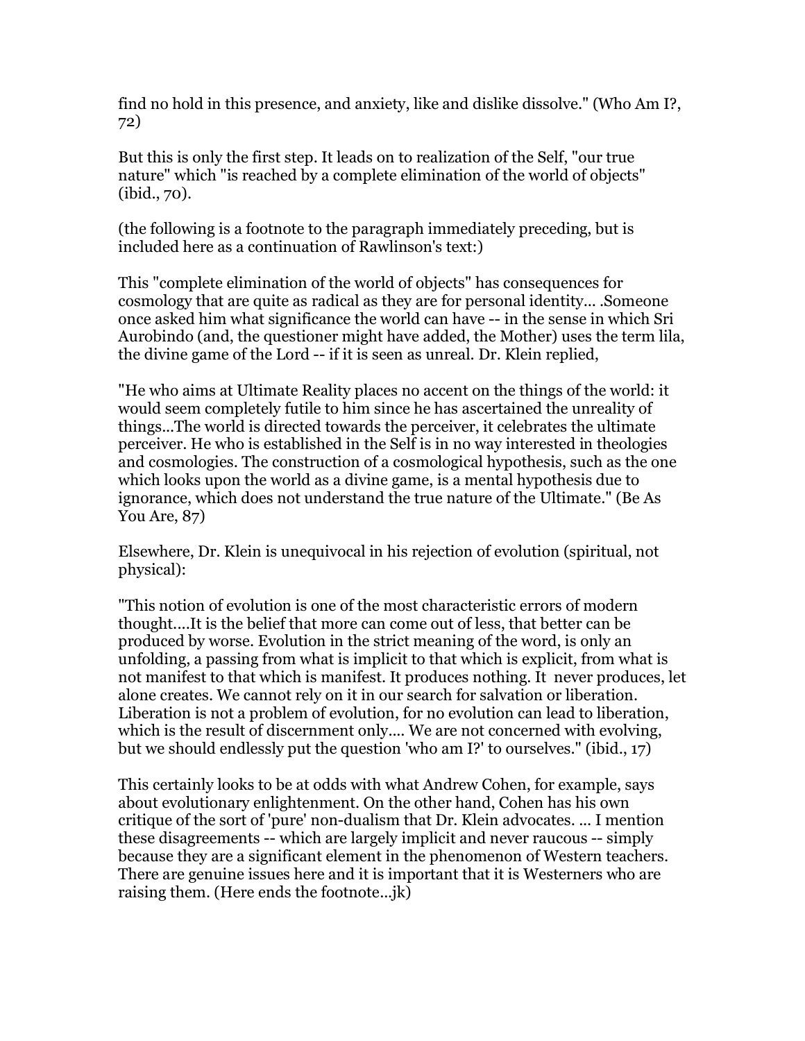find no hold in this presence, and anxiety, like and dislike dissolve." (Who Am I?, 72)

But this is only the first step. It leads on to realization of the Self, "our true nature" which "is reached by a complete elimination of the world of objects" (ibid., 70).

(the following is a footnote to the paragraph immediately preceding, but is included here as a continuation of Rawlinson's text:)

This "complete elimination of the world of objects" has consequences for cosmology that are quite as radical as they are for personal identity... .Someone once asked him what significance the world can have -- in the sense in which Sri Aurobindo (and, the questioner might have added, the Mother) uses the term lila, the divine game of the Lord -- if it is seen as unreal. Dr. Klein replied,

"He who aims at Ultimate Reality places no accent on the things of the world: it would seem completely futile to him since he has ascertained the unreality of things...The world is directed towards the perceiver, it celebrates the ultimate perceiver. He who is established in the Self is in no way interested in theologies and cosmologies. The construction of a cosmological hypothesis, such as the one which looks upon the world as a divine game, is a mental hypothesis due to ignorance, which does not understand the true nature of the Ultimate." (Be As You Are, 87)

Elsewhere, Dr. Klein is unequivocal in his rejection of evolution (spiritual, not physical):

"This notion of evolution is one of the most characteristic errors of modern thought....It is the belief that more can come out of less, that better can be produced by worse. Evolution in the strict meaning of the word, is only an unfolding, a passing from what is implicit to that which is explicit, from what is not manifest to that which is manifest. It produces nothing. It never produces, let alone creates. We cannot rely on it in our search for salvation or liberation. Liberation is not a problem of evolution, for no evolution can lead to liberation, which is the result of discernment only.... We are not concerned with evolving, but we should endlessly put the question 'who am I?' to ourselves." (ibid., 17)

This certainly looks to be at odds with what Andrew Cohen, for example, says about evolutionary enlightenment. On the other hand, Cohen has his own critique of the sort of 'pure' non-dualism that Dr. Klein advocates. ... I mention these disagreements -- which are largely implicit and never raucous -- simply because they are a significant element in the phenomenon of Western teachers. There are genuine issues here and it is important that it is Westerners who are raising them. (Here ends the footnote...jk)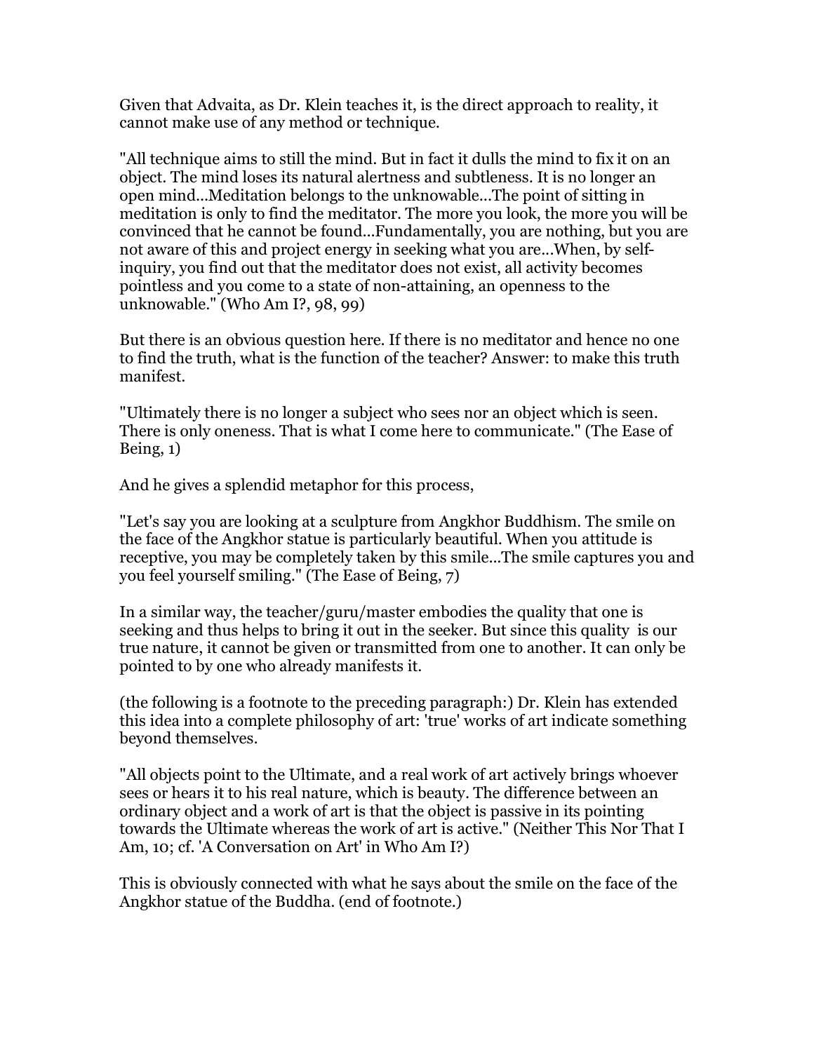Given that Advaita, as Dr. Klein teaches it, is the direct approach to reality, it cannot make use of any method or technique.

"All technique aims to still the mind. But in fact it dulls the mind to fix it on an object. The mind loses its natural alertness and subtleness. It is no longer an open mind...Meditation belongs to the unknowable...The point of sitting in meditation is only to find the meditator. The more you look, the more you will be convinced that he cannot be found...Fundamentally, you are nothing, but you are not aware of this and project energy in seeking what you are...When, by self-inquiry, you find out that the meditator does not exist, all activity becomes pointless and you come to a state of non-attaining, an openness to the unknowable." (Who Am I?, 98, 99)

But there is an obvious question here. If there is no meditator and hence no one to find the truth, what is the function of the teacher? Answer: to make this truth manifest.

"Ultimately there is no longer a subject who sees nor an object which is seen. There is only oneness. That is what I come here to communicate." (The Ease of Being, 1)

And he gives a splendid metaphor for this process,

"Let's say you are looking at a sculpture from Angkhor Buddhism. The smile on the face of the Angkhor statue is particularly beautiful. When you attitude is receptive, you may be completely taken by this smile...The smile captures you and you feel yourself smiling." (The Ease of Being, 7)

In a similar way, the teacher/guru/master embodies the quality that one is seeking and thus helps to bring it out in the seeker. But since this quality is our true nature, it cannot be given or transmitted from one to another. It can only be pointed to by one who already manifests it.

(the following is a footnote to the preceding paragraph:) Dr. Klein has extended this idea into a complete philosophy of art: 'true' works of art indicate something beyond themselves.

"All objects point to the Ultimate, and a real work of art actively brings whoever sees or hears it to his real nature, which is beauty. The difference between an ordinary object and a work of art is that the object is passive in its pointing towards the Ultimate whereas the work of art is active." (Neither This Nor That I Am, 10; cf. 'A Conversation on Art' in Who Am I?)

This is obviously connected with what he says about the smile on the face of the Angkhor statue of the Buddha. (end of footnote.)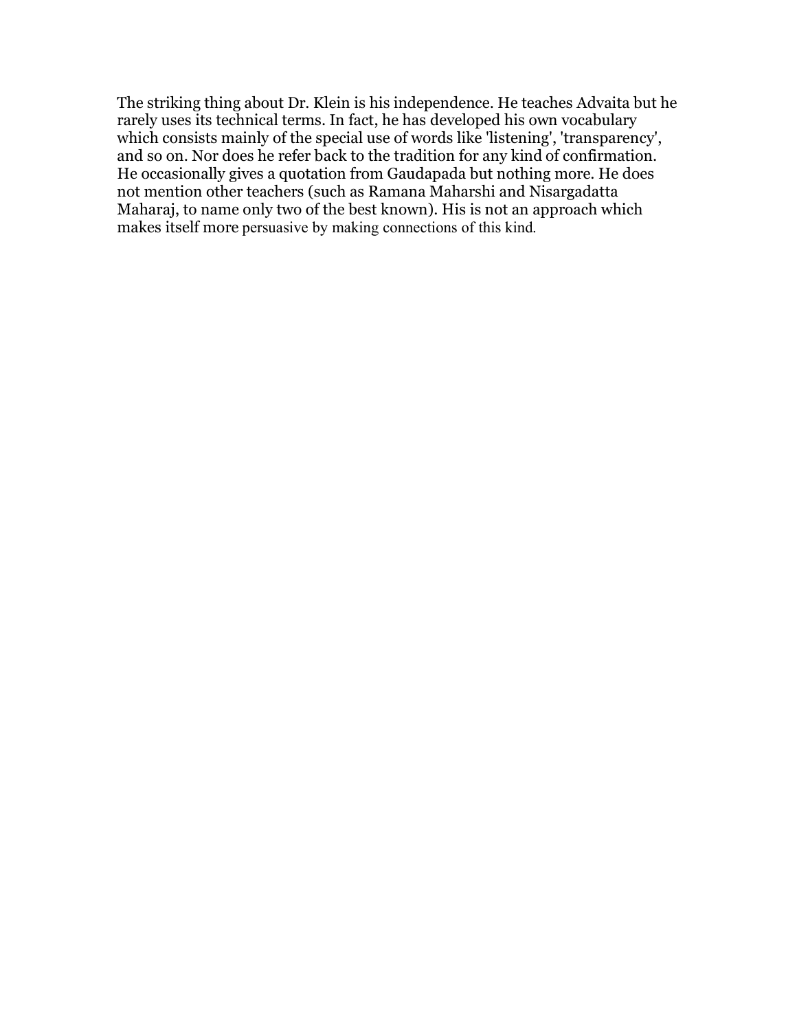The striking thing about Dr. Klein is his independence. He teaches Advaita but he rarely uses its technical terms. In fact, he has developed his own vocabulary which consists mainly of the special use of words like 'listening', 'transparency', and so on. Nor does he refer back to the tradition for any kind of confirmation. He occasionally gives a quotation from Gaudapada but nothing more. He does not mention other teachers (such as Ramana Maharshi and Nisargadatta Maharaj, to name only two of the best known). His is not an approach which makes itself more persuasive by making connections of this kind.